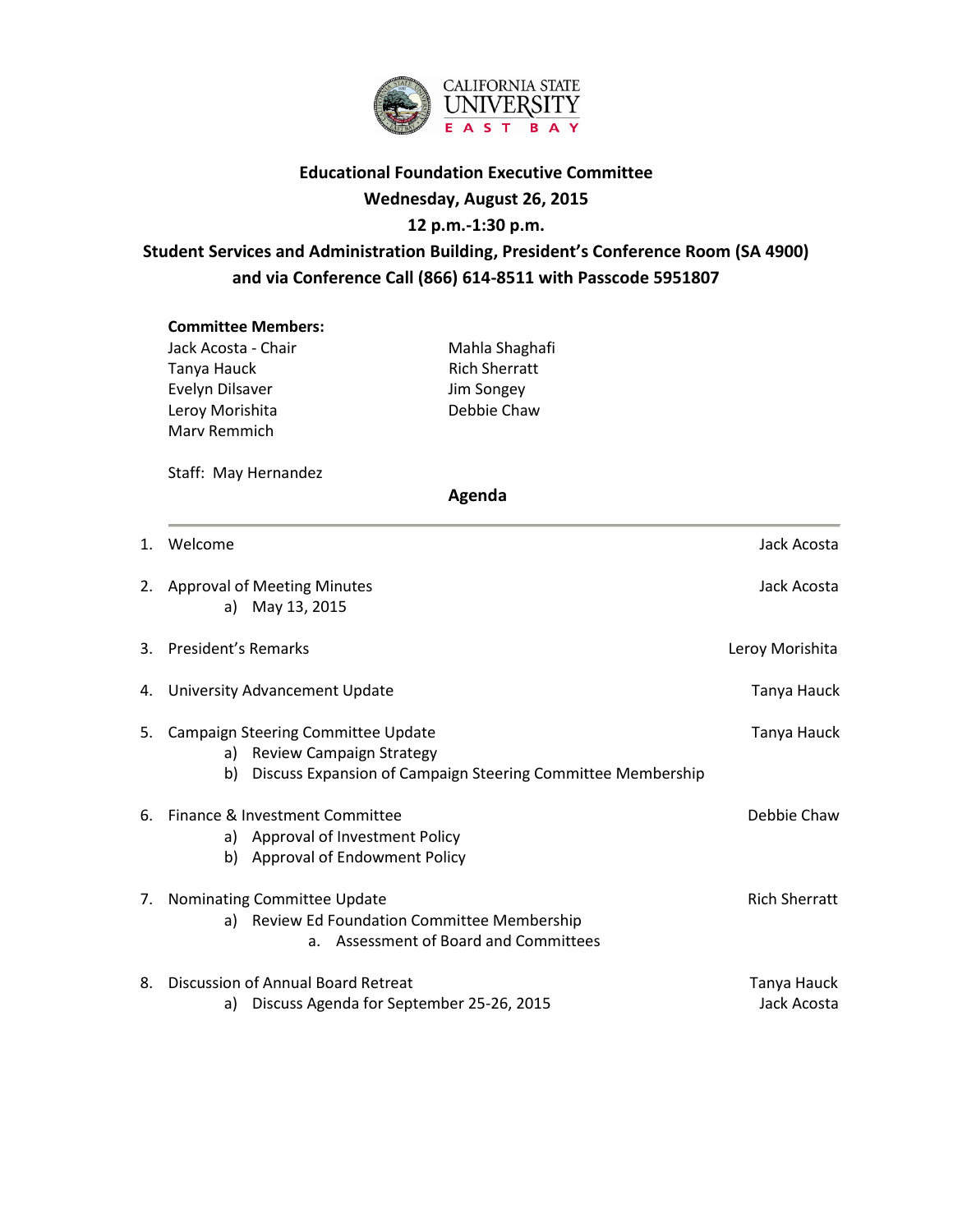CALIFORNIA STATE UNIVERSITY EAST BAY

# Educational Foundation Executive Committee

**Wednesday, August 26, 2015**

**12 p.m.-1:30 p.m.**

**Student Services and Administration Building, President's Conference Room (SA 4900) and via Conference Call (866) 614-8511 with Passcode 5951807**

**Committee Members:**

Jack Acosta - Chair
Tanya Hauck
Evelyn Dilsaver
Leroy Morishita
Marv Remmich
Mahla Shaghafi
Rich Sherratt
Jim Songey
Debbie Chaw

Staff: May Hernandez

## Agenda

1. Welcome — Jack Acosta
2. Approval of Meeting Minutes — Jack Acosta
   a) May 13, 2015
3. President's Remarks — Leroy Morishita
4. University Advancement Update — Tanya Hauck
5. Campaign Steering Committee Update — Tanya Hauck
   a) Review Campaign Strategy
   b) Discuss Expansion of Campaign Steering Committee Membership
6. Finance & Investment Committee — Debbie Chaw
   a) Approval of Investment Policy
   b) Approval of Endowment Policy
7. Nominating Committee Update — Rich Sherratt
   a) Review Ed Foundation Committee Membership
      a. Assessment of Board and Committees
8. Discussion of Annual Board Retreat — Tanya Hauck, Jack Acosta
   a) Discuss Agenda for September 25-26, 2015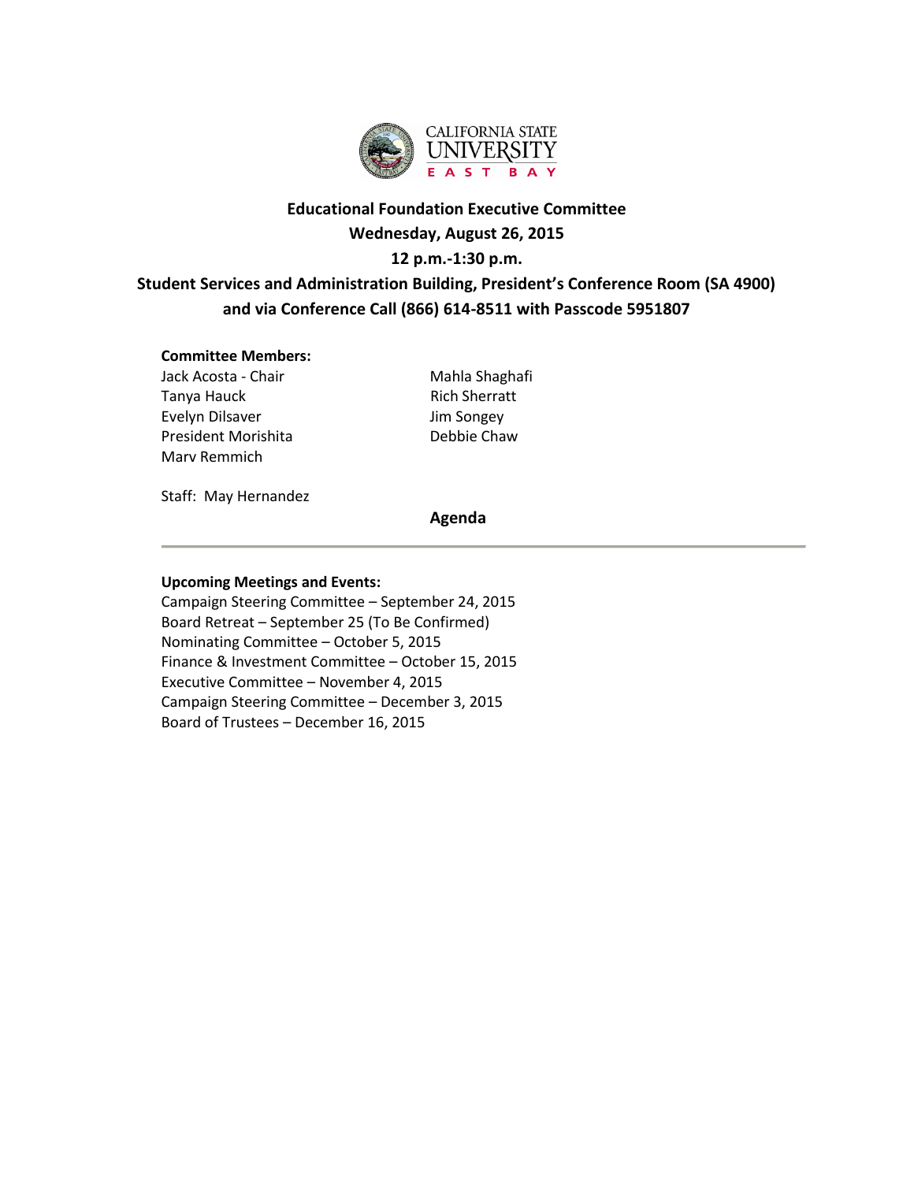**Educational Foundation Executive Committee**

**Wednesday, August 26, 2015**

**12 p.m.-1:30 p.m.**

**Student Services and Administration Building, President's Conference Room (SA 4900) and via Conference Call (866) 614-8511 with Passcode 5951807**

**Committee Members:**

Jack Acosta - Chair
Tanya Hauck
Evelyn Dilsaver
President Morishita
Marv Remmich
Mahla Shaghafi
Rich Sherratt
Jim Songey
Debbie Chaw

Staff: May Hernandez

**Agenda**

---

**Upcoming Meetings and Events:**

Campaign Steering Committee – September 24, 2015
Board Retreat – September 25 (To Be Confirmed)
Nominating Committee – October 5, 2015
Finance & Investment Committee – October 15, 2015
Executive Committee – November 4, 2015
Campaign Steering Committee – December 3, 2015
Board of Trustees – December 16, 2015